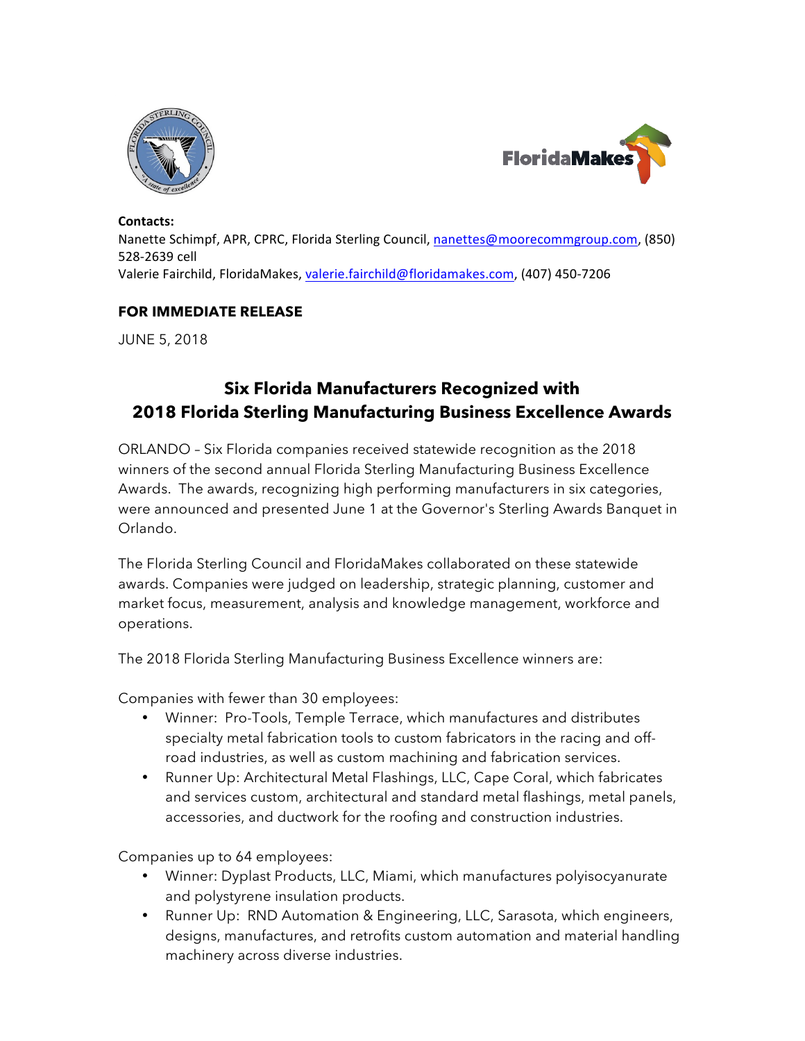**Contacts:**
Nanette Schimpf, APR, CPRC, Florida Sterling Council, nanettes@moorecommgroup.com, (850) 528-2639 cell
Valerie Fairchild, FloridaMakes, valerie.fairchild@floridamakes.com, (407) 450-7206

**FOR IMMEDIATE RELEASE**

JUNE 5, 2018

# Six Florida Manufacturers Recognized with 2018 Florida Sterling Manufacturing Business Excellence Awards

ORLANDO – Six Florida companies received statewide recognition as the 2018 winners of the second annual Florida Sterling Manufacturing Business Excellence Awards. The awards, recognizing high performing manufacturers in six categories, were announced and presented June 1 at the Governor's Sterling Awards Banquet in Orlando.

The Florida Sterling Council and FloridaMakes collaborated on these statewide awards. Companies were judged on leadership, strategic planning, customer and market focus, measurement, analysis and knowledge management, workforce and operations.

The 2018 Florida Sterling Manufacturing Business Excellence winners are:

Companies with fewer than 30 employees:

- Winner: Pro-Tools, Temple Terrace, which manufactures and distributes specialty metal fabrication tools to custom fabricators in the racing and off-road industries, as well as custom machining and fabrication services.
- Runner Up: Architectural Metal Flashings, LLC, Cape Coral, which fabricates and services custom, architectural and standard metal flashings, metal panels, accessories, and ductwork for the roofing and construction industries.

Companies up to 64 employees:

- Winner: Dyplast Products, LLC, Miami, which manufactures polyisocyanurate and polystyrene insulation products.
- Runner Up: RND Automation & Engineering, LLC, Sarasota, which engineers, designs, manufactures, and retrofits custom automation and material handling machinery across diverse industries.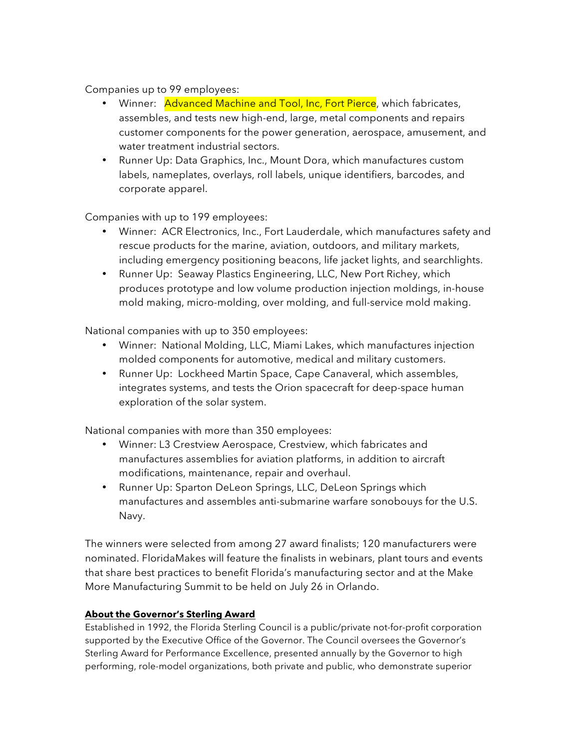Companies up to 99 employees:

- Winner: Advanced Machine and Tool, Inc, Fort Pierce, which fabricates, assembles, and tests new high-end, large, metal components and repairs customer components for the power generation, aerospace, amusement, and water treatment industrial sectors.
- Runner Up: Data Graphics, Inc., Mount Dora, which manufactures custom labels, nameplates, overlays, roll labels, unique identifiers, barcodes, and corporate apparel.

Companies with up to 199 employees:

- Winner: ACR Electronics, Inc., Fort Lauderdale, which manufactures safety and rescue products for the marine, aviation, outdoors, and military markets, including emergency positioning beacons, life jacket lights, and searchlights.
- Runner Up: Seaway Plastics Engineering, LLC, New Port Richey, which produces prototype and low volume production injection moldings, in-house mold making, micro-molding, over molding, and full-service mold making.

National companies with up to 350 employees:

- Winner: National Molding, LLC, Miami Lakes, which manufactures injection molded components for automotive, medical and military customers.
- Runner Up: Lockheed Martin Space, Cape Canaveral, which assembles, integrates systems, and tests the Orion spacecraft for deep-space human exploration of the solar system.

National companies with more than 350 employees:

- Winner: L3 Crestview Aerospace, Crestview, which fabricates and manufactures assemblies for aviation platforms, in addition to aircraft modifications, maintenance, repair and overhaul.
- Runner Up: Sparton DeLeon Springs, LLC, DeLeon Springs which manufactures and assembles anti-submarine warfare sonobouys for the U.S. Navy.

The winners were selected from among 27 award finalists; 120 manufacturers were nominated. FloridaMakes will feature the finalists in webinars, plant tours and events that share best practices to benefit Florida's manufacturing sector and at the Make More Manufacturing Summit to be held on July 26 in Orlando.

**About the Governor's Sterling Award**

Established in 1992, the Florida Sterling Council is a public/private not-for-profit corporation supported by the Executive Office of the Governor. The Council oversees the Governor's Sterling Award for Performance Excellence, presented annually by the Governor to high performing, role-model organizations, both private and public, who demonstrate superior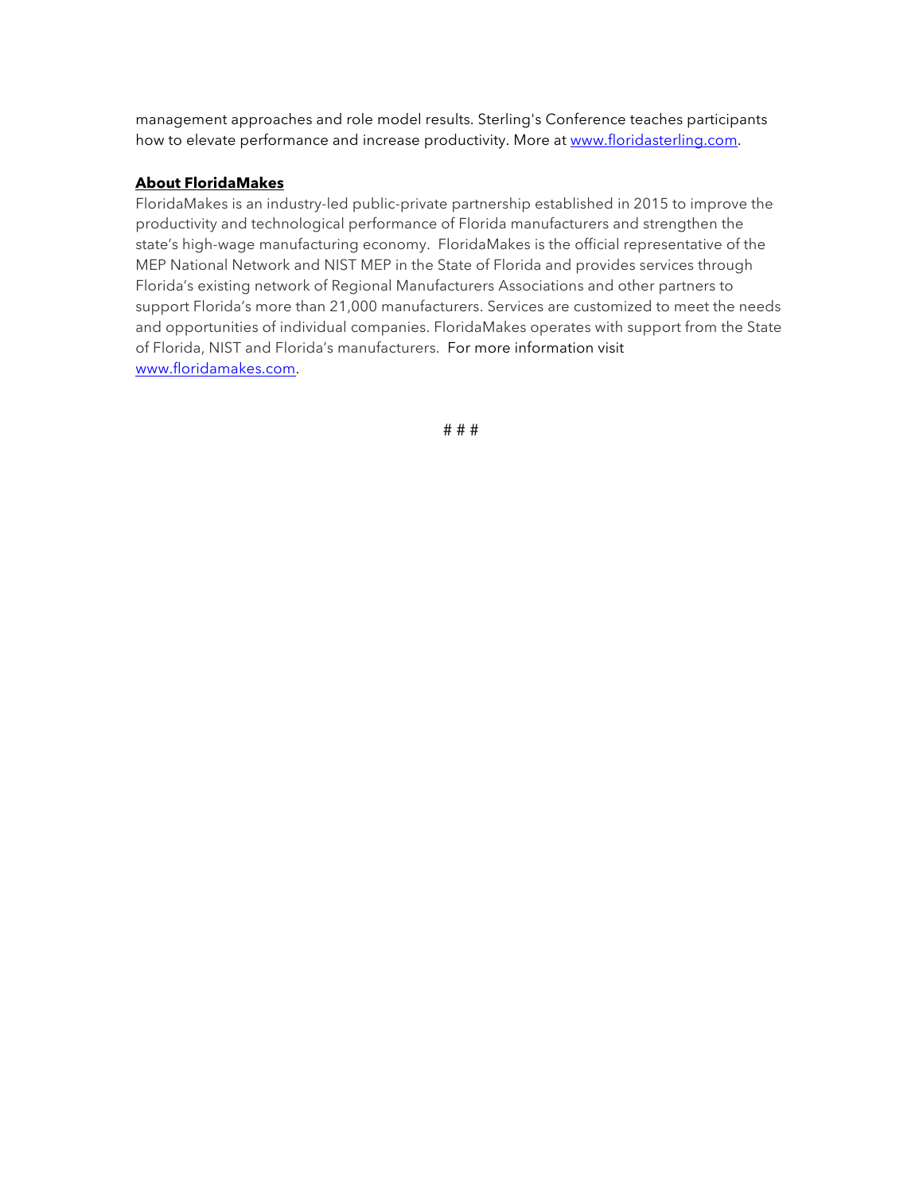management approaches and role model results. Sterling's Conference teaches participants how to elevate performance and increase productivity. More at [www.floridasterling.com](http://www.floridasterling.com).

**About FloridaMakes**

FloridaMakes is an industry-led public-private partnership established in 2015 to improve the productivity and technological performance of Florida manufacturers and strengthen the state's high-wage manufacturing economy. FloridaMakes is the official representative of the MEP National Network and NIST MEP in the State of Florida and provides services through Florida's existing network of Regional Manufacturers Associations and other partners to support Florida's more than 21,000 manufacturers. Services are customized to meet the needs and opportunities of individual companies. FloridaMakes operates with support from the State of Florida, NIST and Florida's manufacturers. For more information visit [www.floridamakes.com](http://www.floridamakes.com).

# # #